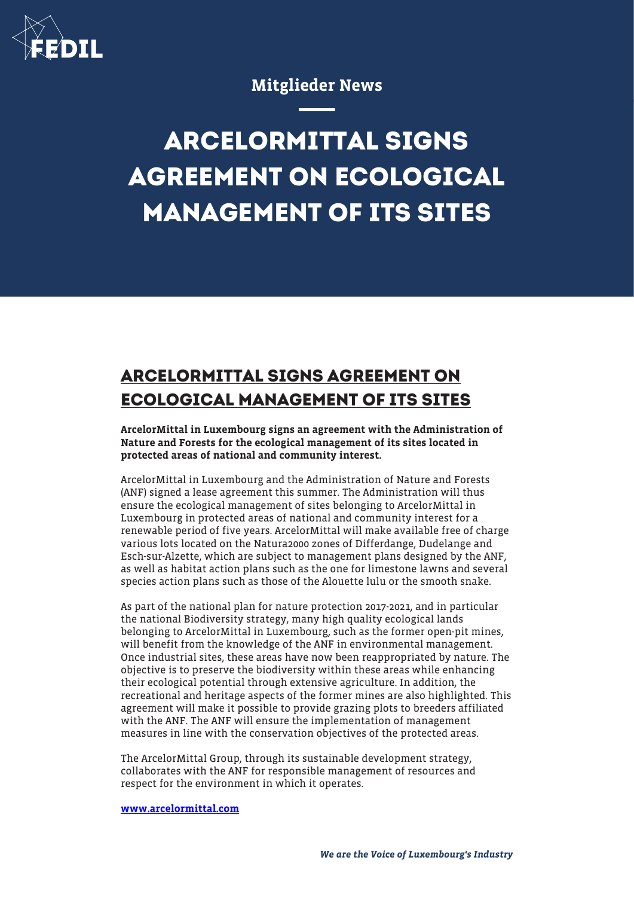Mitglieder News

# ARCELORMITTAL SIGNS AGREEMENT ON ECOLOGICAL MANAGEMENT OF ITS SITES

## ARCELORMITTAL SIGNS AGREEMENT ON ECOLOGICAL MANAGEMENT OF ITS SITES

**ArcelorMittal in Luxembourg signs an agreement with the Administration of Nature and Forests for the ecological management of its sites located in protected areas of national and community interest.**

ArcelorMittal in Luxembourg and the Administration of Nature and Forests (ANF) signed a lease agreement this summer. The Administration will thus ensure the ecological management of sites belonging to ArcelorMittal in Luxembourg in protected areas of national and community interest for a renewable period of five years. ArcelorMittal will make available free of charge various lots located on the Natura2000 zones of Differdange, Dudelange and Esch-sur-Alzette, which are subject to management plans designed by the ANF, as well as habitat action plans such as the one for limestone lawns and several species action plans such as those of the Alouette lulu or the smooth snake.

As part of the national plan for nature protection 2017-2021, and in particular the national Biodiversity strategy, many high quality ecological lands belonging to ArcelorMittal in Luxembourg, such as the former open-pit mines, will benefit from the knowledge of the ANF in environmental management. Once industrial sites, these areas have now been reappropriated by nature. The objective is to preserve the biodiversity within these areas while enhancing their ecological potential through extensive agriculture. In addition, the recreational and heritage aspects of the former mines are also highlighted. This agreement will make it possible to provide grazing plots to breeders affiliated with the ANF. The ANF will ensure the implementation of management measures in line with the conservation objectives of the protected areas.

The ArcelorMittal Group, through its sustainable development strategy, collaborates with the ANF for responsible management of resources and respect for the environment in which it operates.

**www.arcelormittal.com**